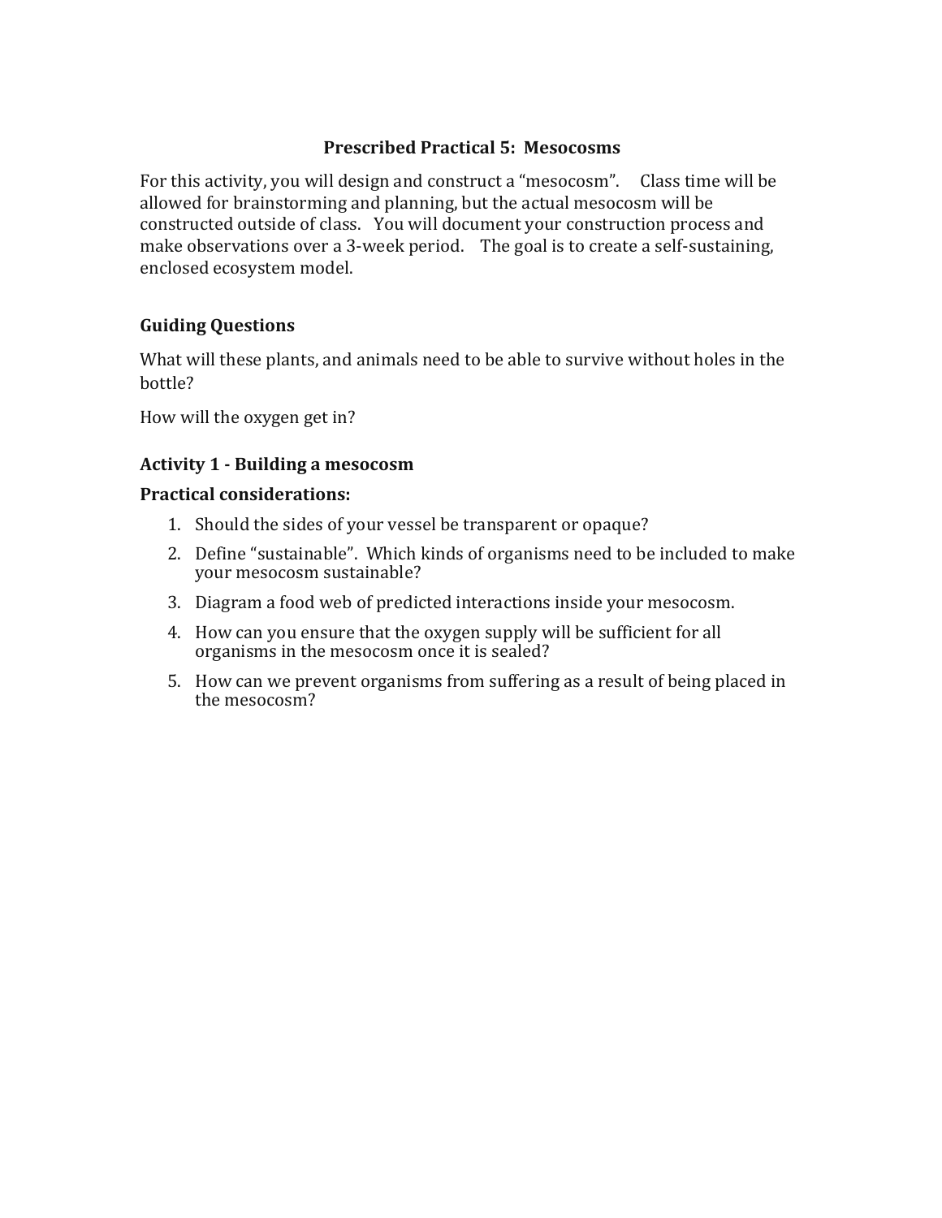# Prescribed Practical 5: Mesocosms

For this activity, you will design and construct a "mesocosm". Class time will be allowed for brainstorming and planning, but the actual mesocosm will be constructed outside of class. You will document your construction process and make observations over a 3-week period. The goal is to create a self-sustaining, enclosed ecosystem model.

## Guiding Questions

What will these plants, and animals need to be able to survive without holes in the bottle?

How will the oxygen get in?

## Activity 1 - Building a mesocosm

**Practical considerations:**

1. Should the sides of your vessel be transparent or opaque?
2. Define "sustainable". Which kinds of organisms need to be included to make your mesocosm sustainable?
3. Diagram a food web of predicted interactions inside your mesocosm.
4. How can you ensure that the oxygen supply will be sufficient for all organisms in the mesocosm once it is sealed?
5. How can we prevent organisms from suffering as a result of being placed in the mesocosm?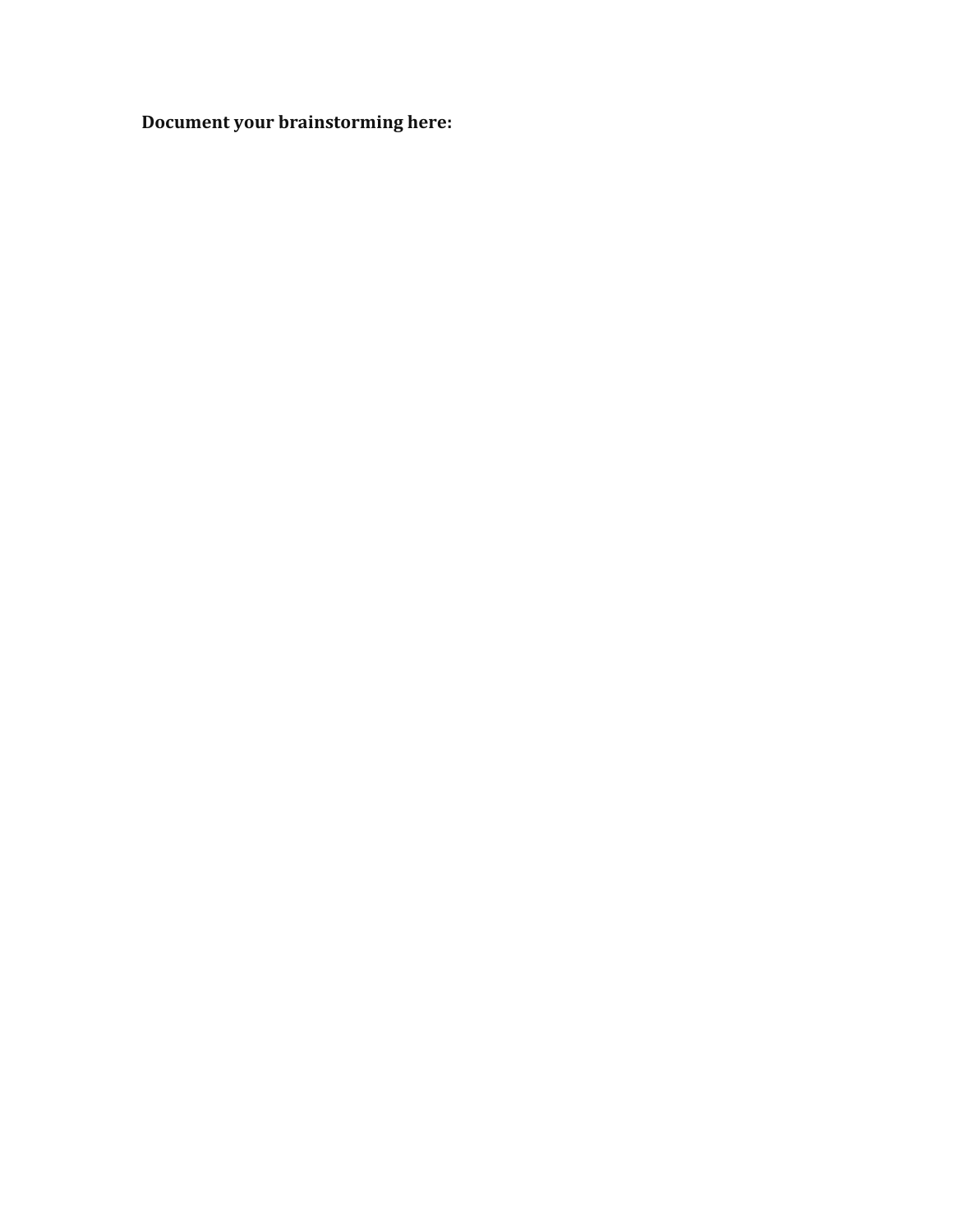**Document your brainstorming here:**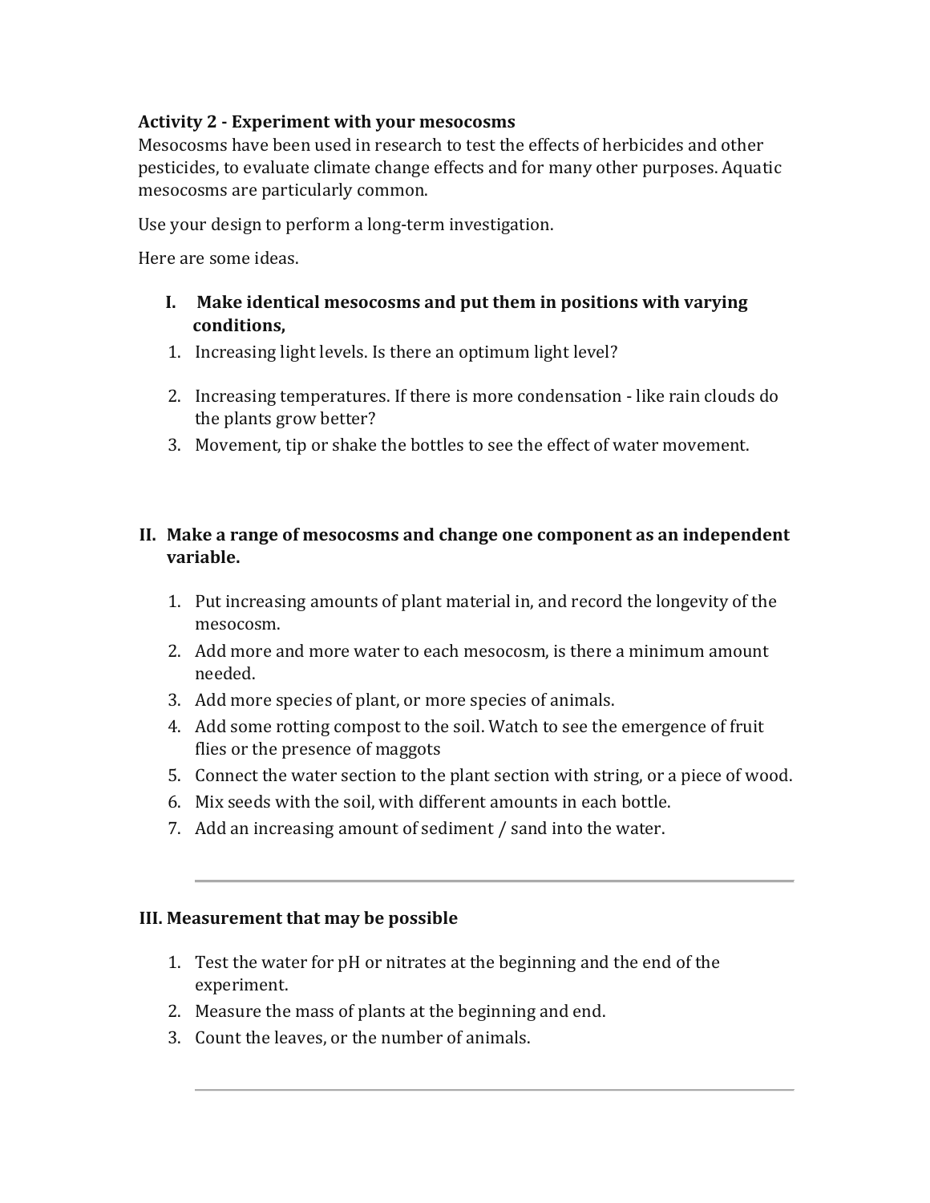**Activity 2 - Experiment with your mesocosms**

Mesocosms have been used in research to test the effects of herbicides and other pesticides, to evaluate climate change effects and for many other purposes. Aquatic mesocosms are particularly common.

Use your design to perform a long-term investigation.

Here are some ideas.

**I. Make identical mesocosms and put them in positions with varying conditions,**

1. Increasing light levels. Is there an optimum light level?
2. Increasing temperatures. If there is more condensation - like rain clouds do the plants grow better?
3. Movement, tip or shake the bottles to see the effect of water movement.

**II. Make a range of mesocosms and change one component as an independent variable.**

1. Put increasing amounts of plant material in, and record the longevity of the mesocosm.
2. Add more and more water to each mesocosm, is there a minimum amount needed.
3. Add more species of plant, or more species of animals.
4. Add some rotting compost to the soil. Watch to see the emergence of fruit flies or the presence of maggots
5. Connect the water section to the plant section with string, or a piece of wood.
6. Mix seeds with the soil, with different amounts in each bottle.
7. Add an increasing amount of sediment / sand into the water.

---

**III. Measurement that may be possible**

1. Test the water for pH or nitrates at the beginning and the end of the experiment.
2. Measure the mass of plants at the beginning and end.
3. Count the leaves, or the number of animals.

---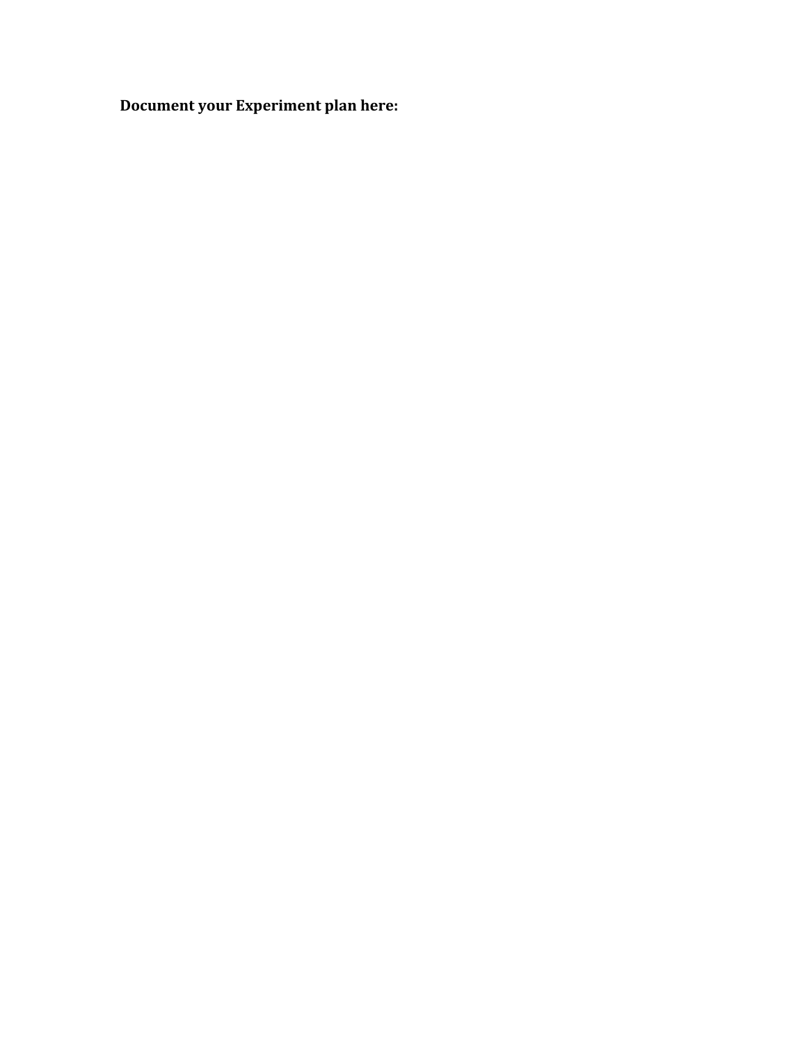**Document your Experiment plan here:**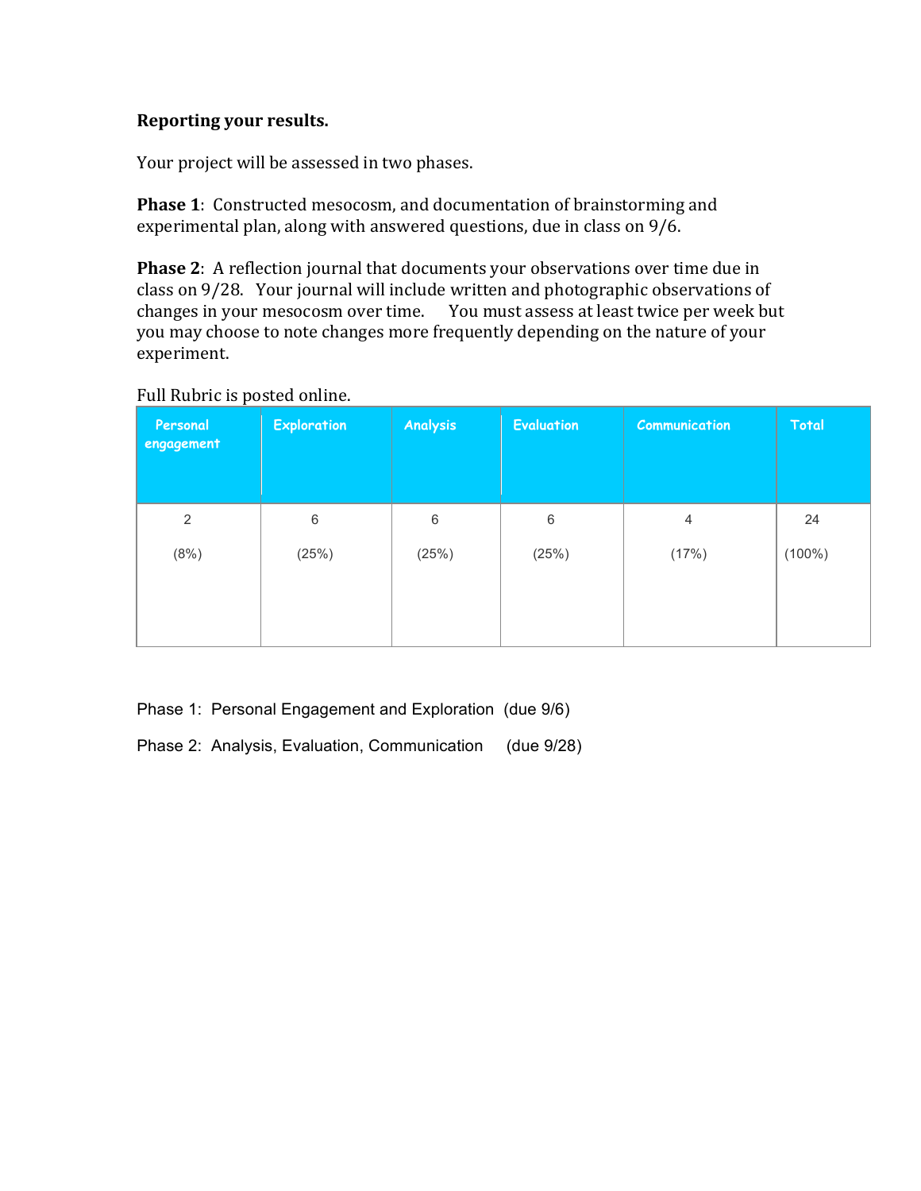**Reporting your results.**

Your project will be assessed in two phases.

**Phase 1**: Constructed mesocosm, and documentation of brainstorming and experimental plan, along with answered questions, due in class on 9/6.

**Phase 2**: A reflection journal that documents your observations over time due in class on 9/28. Your journal will include written and photographic observations of changes in your mesocosm over time. You must assess at least twice per week but you may choose to note changes more frequently depending on the nature of your experiment.

Full Rubric is posted online.

| Personal engagement | Exploration | Analysis | Evaluation | Communication | Total |
|---|---|---|---|---|---|
| 2 (8%) | 6 (25%) | 6 (25%) | 6 (25%) | 4 (17%) | 24 (100%) |

Phase 1: Personal Engagement and Exploration (due 9/6)

Phase 2: Analysis, Evaluation, Communication (due 9/28)